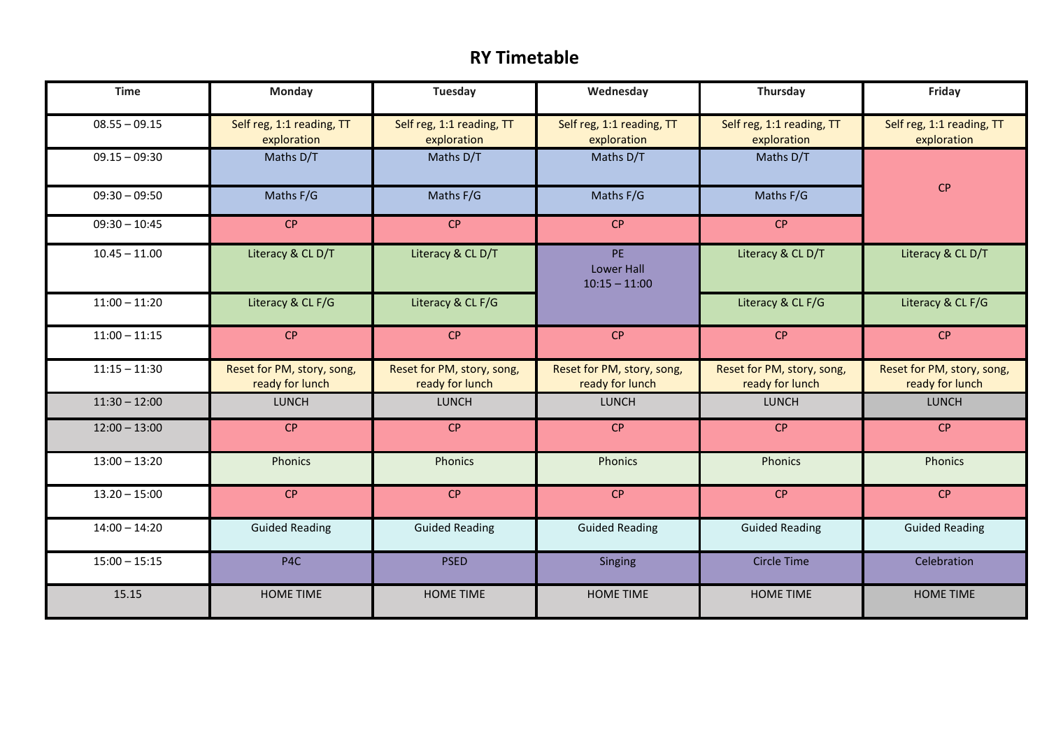# RY Timetable

| Time | Monday | Tuesday | Wednesday | Thursday | Friday |
|---|---|---|---|---|---|
| 08.55 – 09.15 | Self reg, 1:1 reading, TT exploration | Self reg, 1:1 reading, TT exploration | Self reg, 1:1 reading, TT exploration | Self reg, 1:1 reading, TT exploration | Self reg, 1:1 reading, TT exploration |
| 09.15 – 09:30 | Maths D/T | Maths D/T | Maths D/T | Maths D/T | CP |
| 09:30 – 09:50 | Maths F/G | Maths F/G | Maths F/G | Maths F/G | |
| 09:30 – 10:45 | CP | CP | CP | CP | |
| 10.45 – 11.00 | Literacy & CL D/T | Literacy & CL D/T | PE Lower Hall 10:15 – 11:00 | Literacy & CL D/T | Literacy & CL D/T |
| 11:00 – 11:20 | Literacy & CL F/G | Literacy & CL F/G | | Literacy & CL F/G | Literacy & CL F/G |
| 11:00 – 11:15 | CP | CP | CP | CP | CP |
| 11:15 – 11:30 | Reset for PM, story, song, ready for lunch | Reset for PM, story, song, ready for lunch | Reset for PM, story, song, ready for lunch | Reset for PM, story, song, ready for lunch | Reset for PM, story, song, ready for lunch |
| 11:30 – 12:00 | LUNCH | LUNCH | LUNCH | LUNCH | LUNCH |
| 12:00 – 13:00 | CP | CP | CP | CP | CP |
| 13:00 – 13:20 | Phonics | Phonics | Phonics | Phonics | Phonics |
| 13.20 – 15:00 | CP | CP | CP | CP | CP |
| 14:00 – 14:20 | Guided Reading | Guided Reading | Guided Reading | Guided Reading | Guided Reading |
| 15:00 – 15:15 | P4C | PSED | Singing | Circle Time | Celebration |
| 15.15 | HOME TIME | HOME TIME | HOME TIME | HOME TIME | HOME TIME |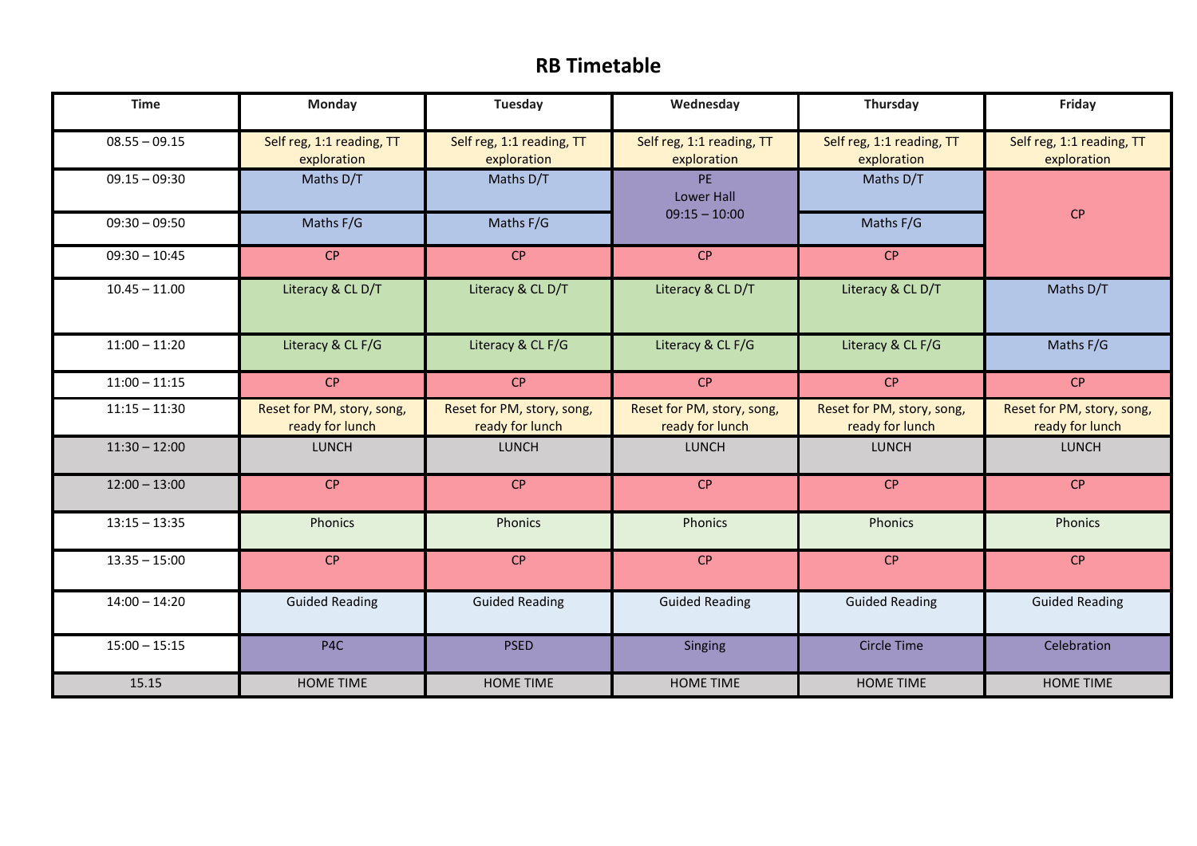# RB Timetable

| Time | Monday | Tuesday | Wednesday | Thursday | Friday |
|---|---|---|---|---|---|
| 08.55 – 09.15 | Self reg, 1:1 reading, TT exploration | Self reg, 1:1 reading, TT exploration | Self reg, 1:1 reading, TT exploration | Self reg, 1:1 reading, TT exploration | Self reg, 1:1 reading, TT exploration |
| 09.15 – 09:30 | Maths D/T | Maths D/T | PE Lower Hall 09:15 – 10:00 | Maths D/T | CP |
| 09:30 – 09:50 | Maths F/G | Maths F/G | | Maths F/G | |
| 09:30 – 10:45 | CP | CP | CP | CP | |
| 10.45 – 11.00 | Literacy & CL D/T | Literacy & CL D/T | Literacy & CL D/T | Literacy & CL D/T | Maths D/T |
| 11:00 – 11:20 | Literacy & CL F/G | Literacy & CL F/G | Literacy & CL F/G | Literacy & CL F/G | Maths F/G |
| 11:00 – 11:15 | CP | CP | CP | CP | CP |
| 11:15 – 11:30 | Reset for PM, story, song, ready for lunch | Reset for PM, story, song, ready for lunch | Reset for PM, story, song, ready for lunch | Reset for PM, story, song, ready for lunch | Reset for PM, story, song, ready for lunch |
| 11:30 – 12:00 | LUNCH | LUNCH | LUNCH | LUNCH | LUNCH |
| 12:00 – 13:00 | CP | CP | CP | CP | CP |
| 13:15 – 13:35 | Phonics | Phonics | Phonics | Phonics | Phonics |
| 13.35 – 15:00 | CP | CP | CP | CP | CP |
| 14:00 – 14:20 | Guided Reading | Guided Reading | Guided Reading | Guided Reading | Guided Reading |
| 15:00 – 15:15 | P4C | PSED | Singing | Circle Time | Celebration |
| 15.15 | HOME TIME | HOME TIME | HOME TIME | HOME TIME | HOME TIME |